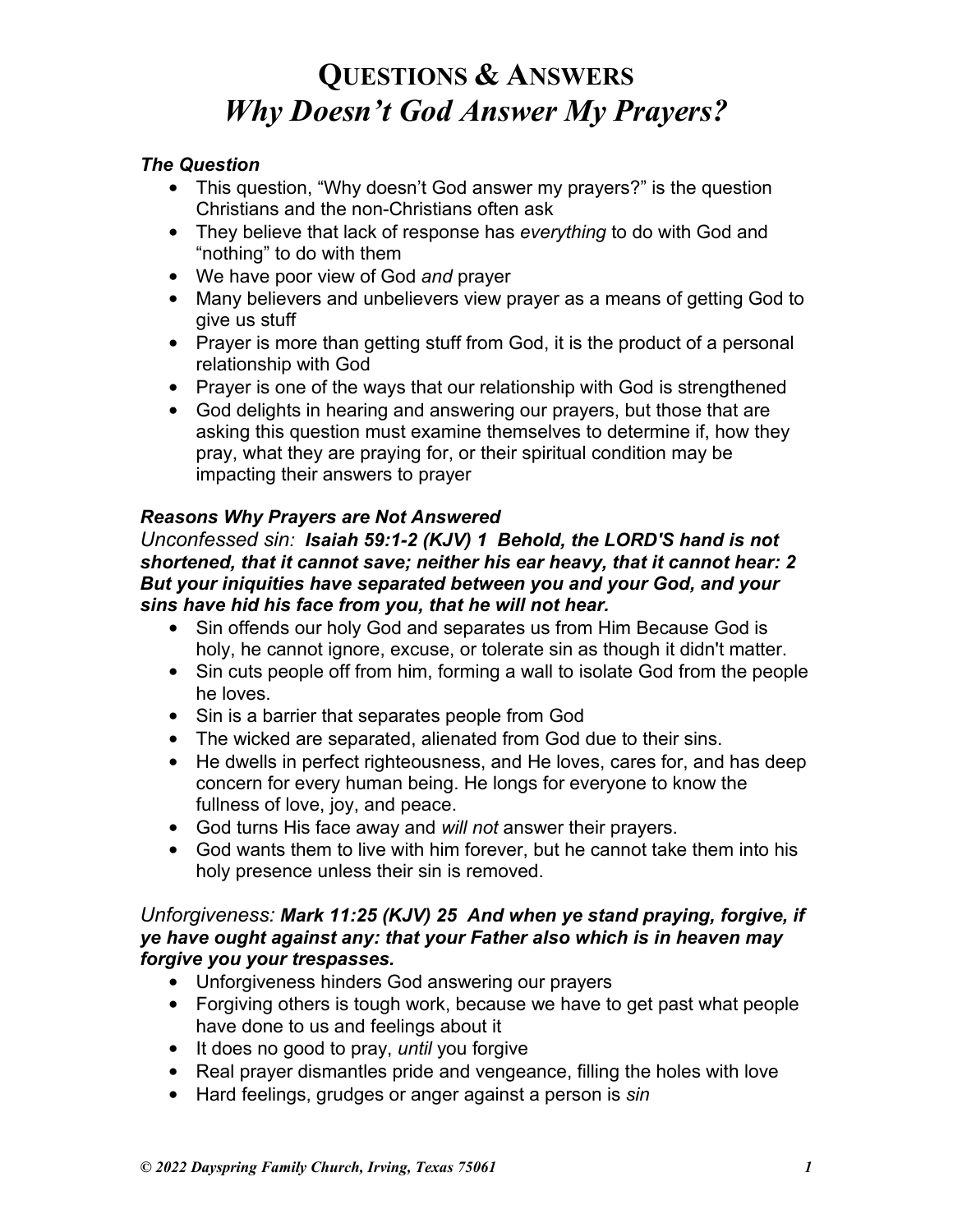# QUESTIONS & ANSWERS
# *Why Doesn't God Answer My Prayers?*

***The Question***

- This question, "Why doesn't God answer my prayers?" is the question Christians and the non-Christians often ask
- They believe that lack of response has *everything* to do with God and "nothing" to do with them
- We have poor view of God *and* prayer
- Many believers and unbelievers view prayer as a means of getting God to give us stuff
- Prayer is more than getting stuff from God, it is the product of a personal relationship with God
- Prayer is one of the ways that our relationship with God is strengthened
- God delights in hearing and answering our prayers, but those that are asking this question must examine themselves to determine if, how they pray, what they are praying for, or their spiritual condition may be impacting their answers to prayer

***Reasons Why Prayers are Not Answered***

*Unconfessed sin:* ***Isaiah 59:1-2 (KJV) 1 Behold, the LORD'S hand is not shortened, that it cannot save; neither his ear heavy, that it cannot hear: 2 But your iniquities have separated between you and your God, and your sins have hid his face from you, that he will not hear.***

- Sin offends our holy God and separates us from Him Because God is holy, he cannot ignore, excuse, or tolerate sin as though it didn't matter.
- Sin cuts people off from him, forming a wall to isolate God from the people he loves.
- Sin is a barrier that separates people from God
- The wicked are separated, alienated from God due to their sins.
- He dwells in perfect righteousness, and He loves, cares for, and has deep concern for every human being. He longs for everyone to know the fullness of love, joy, and peace.
- God turns His face away and *will not* answer their prayers.
- God wants them to live with him forever, but he cannot take them into his holy presence unless their sin is removed.

*Unforgiveness:* ***Mark 11:25 (KJV) 25 And when ye stand praying, forgive, if ye have ought against any: that your Father also which is in heaven may forgive you your trespasses.***

- Unforgiveness hinders God answering our prayers
- Forgiving others is tough work, because we have to get past what people have done to us and feelings about it
- It does no good to pray, *until* you forgive
- Real prayer dismantles pride and vengeance, filling the holes with love
- Hard feelings, grudges or anger against a person is *sin*

***© 2022 Dayspring Family Church, Irving, Texas 75061***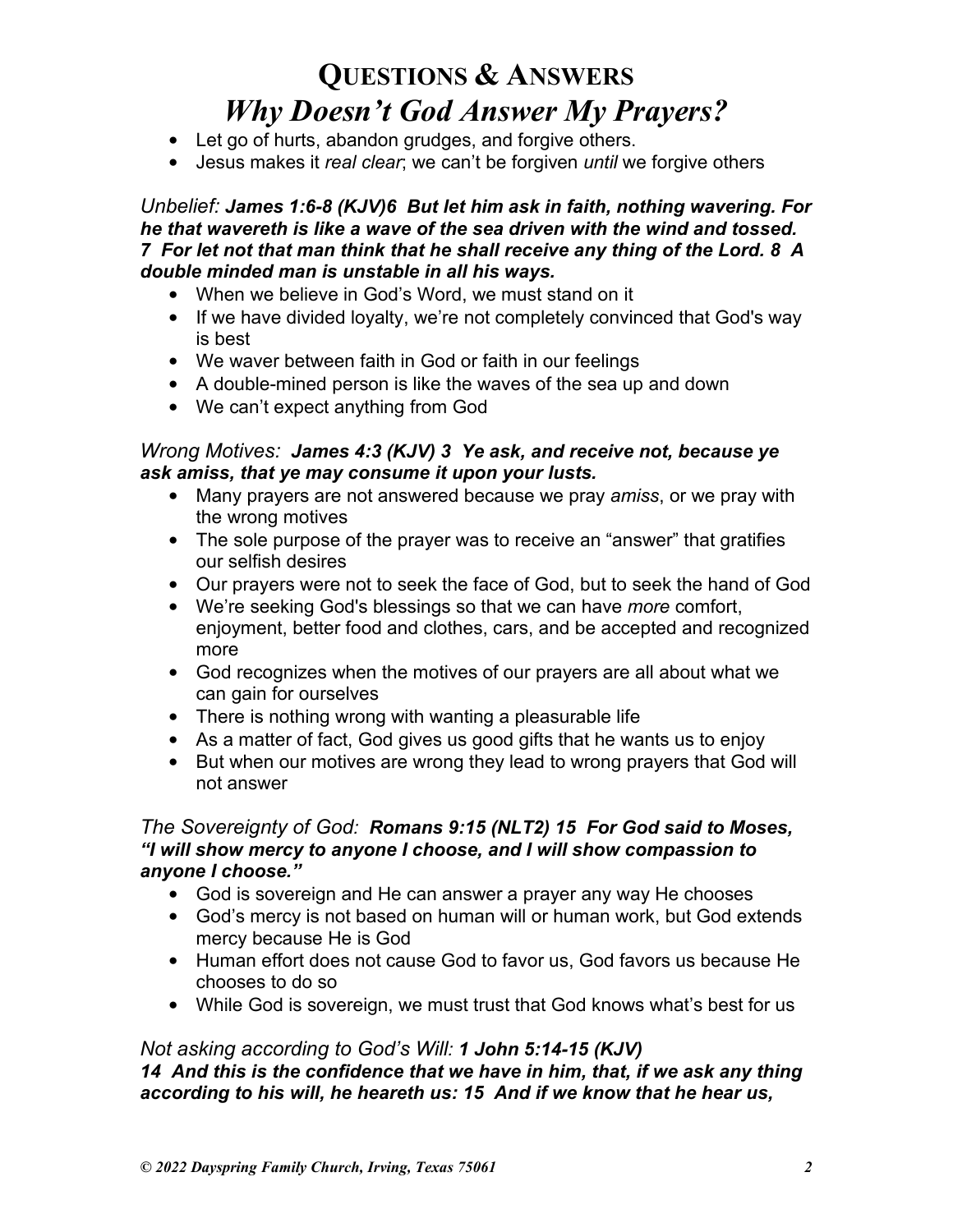# QUESTIONS & ANSWERS
# *Why Doesn't God Answer My Prayers?*

- Let go of hurts, abandon grudges, and forgive others.
- Jesus makes it *real clear*; we can't be forgiven *until* we forgive others

*Unbelief:* ***James 1:6-8 (KJV)6 But let him ask in faith, nothing wavering. For he that wavereth is like a wave of the sea driven with the wind and tossed. 7 For let not that man think that he shall receive any thing of the Lord. 8 A double minded man is unstable in all his ways.***

- When we believe in God's Word, we must stand on it
- If we have divided loyalty, we're not completely convinced that God's way is best
- We waver between faith in God or faith in our feelings
- A double-mined person is like the waves of the sea up and down
- We can't expect anything from God

*Wrong Motives:* ***James 4:3 (KJV) 3 Ye ask, and receive not, because ye ask amiss, that ye may consume it upon your lusts.***

- Many prayers are not answered because we pray *amiss*, or we pray with the wrong motives
- The sole purpose of the prayer was to receive an "answer" that gratifies our selfish desires
- Our prayers were not to seek the face of God, but to seek the hand of God
- We're seeking God's blessings so that we can have *more* comfort, enjoyment, better food and clothes, cars, and be accepted and recognized more
- God recognizes when the motives of our prayers are all about what we can gain for ourselves
- There is nothing wrong with wanting a pleasurable life
- As a matter of fact, God gives us good gifts that he wants us to enjoy
- But when our motives are wrong they lead to wrong prayers that God will not answer

*The Sovereignty of God:* ***Romans 9:15 (NLT2) 15 For God said to Moses, "I will show mercy to anyone I choose, and I will show compassion to anyone I choose."***

- God is sovereign and He can answer a prayer any way He chooses
- God's mercy is not based on human will or human work, but God extends mercy because He is God
- Human effort does not cause God to favor us, God favors us because He chooses to do so
- While God is sovereign, we must trust that God knows what's best for us

*Not asking according to God's Will:* ***1 John 5:14-15 (KJV)***
***14 And this is the confidence that we have in him, that, if we ask any thing according to his will, he heareth us: 15 And if we know that he hear us,***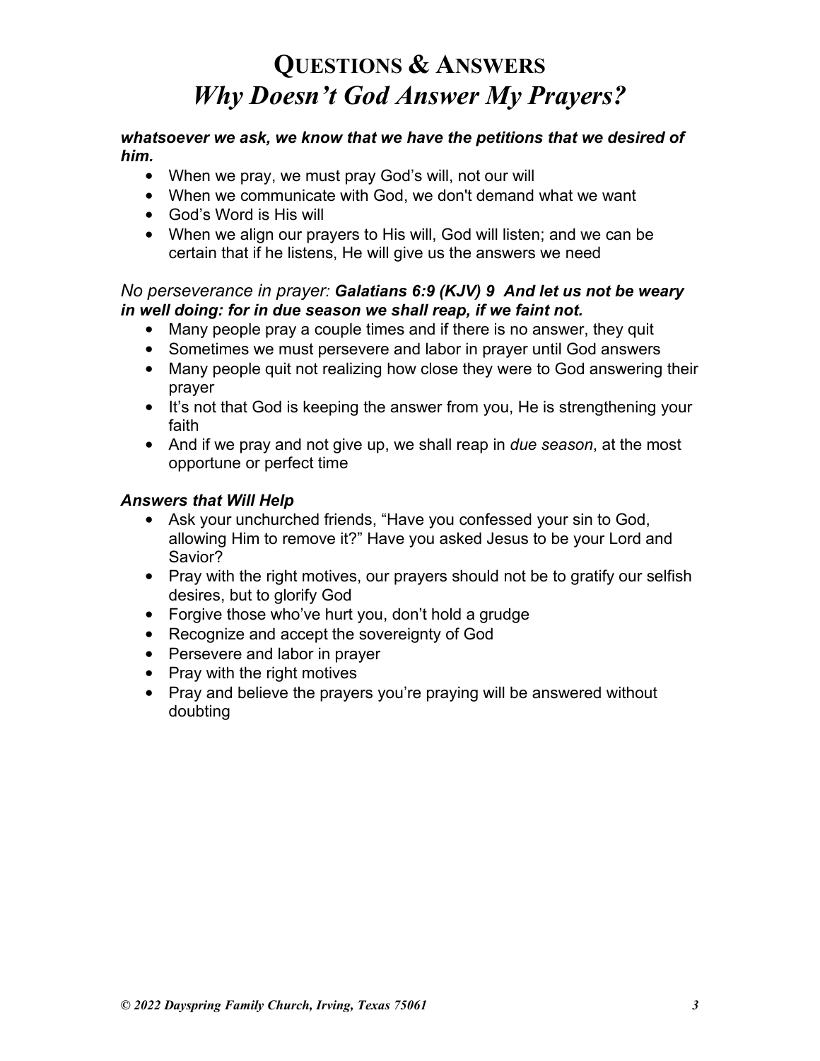***whatsoever we ask, we know that we have the petitions that we desired of him.***

- When we pray, we must pray God's will, not our will
- When we communicate with God, we don't demand what we want
- God's Word is His will
- When we align our prayers to His will, God will listen; and we can be certain that if he listens, He will give us the answers we need

*No perseverance in prayer:* ***Galatians 6:9 (KJV) 9 And let us not be weary in well doing: for in due season we shall reap, if we faint not.***

- Many people pray a couple times and if there is no answer, they quit
- Sometimes we must persevere and labor in prayer until God answers
- Many people quit not realizing how close they were to God answering their prayer
- It's not that God is keeping the answer from you, He is strengthening your faith
- And if we pray and not give up, we shall reap in *due season*, at the most opportune or perfect time

***Answers that Will Help***

- Ask your unchurched friends, "Have you confessed your sin to God, allowing Him to remove it?" Have you asked Jesus to be your Lord and Savior?
- Pray with the right motives, our prayers should not be to gratify our selfish desires, but to glorify God
- Forgive those who've hurt you, don't hold a grudge
- Recognize and accept the sovereignty of God
- Persevere and labor in prayer
- Pray with the right motives
- Pray and believe the prayers you're praying will be answered without doubting